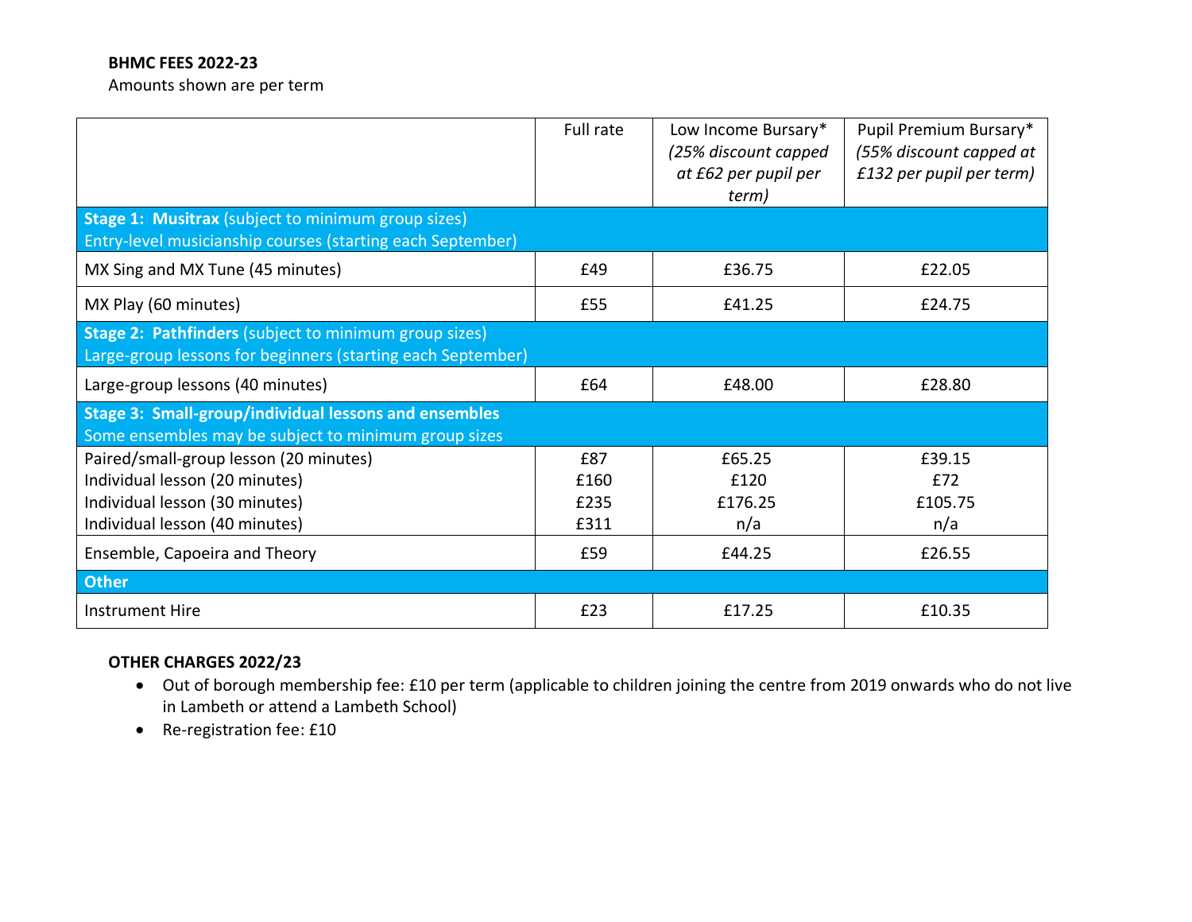**BHMC FEES 2022-23**

Amounts shown are per term

| | Full rate | Low Income Bursary* *(25% discount capped at £62 per pupil per term)* | Pupil Premium Bursary* *(55% discount capped at £132 per pupil per term)* |
|---|---|---|---|
| **Stage 1: Musitrax** (subject to minimum group sizes)<br>Entry-level musicianship courses (starting each September) | | | |
| MX Sing and MX Tune (45 minutes) | £49 | £36.75 | £22.05 |
| MX Play (60 minutes) | £55 | £41.25 | £24.75 |
| **Stage 2: Pathfinders** (subject to minimum group sizes)<br>Large-group lessons for beginners (starting each September) | | | |
| Large-group lessons (40 minutes) | £64 | £48.00 | £28.80 |
| **Stage 3: Small-group/individual lessons and ensembles**<br>Some ensembles may be subject to minimum group sizes | | | |
| Paired/small-group lesson (20 minutes) | £87 | £65.25 | £39.15 |
| Individual lesson (20 minutes) | £160 | £120 | £72 |
| Individual lesson (30 minutes) | £235 | £176.25 | £105.75 |
| Individual lesson (40 minutes) | £311 | n/a | n/a |
| Ensemble, Capoeira and Theory | £59 | £44.25 | £26.55 |
| **Other** | | | |
| Instrument Hire | £23 | £17.25 | £10.35 |

**OTHER CHARGES 2022/23**

- Out of borough membership fee: £10 per term (applicable to children joining the centre from 2019 onwards who do not live in Lambeth or attend a Lambeth School)
- Re-registration fee: £10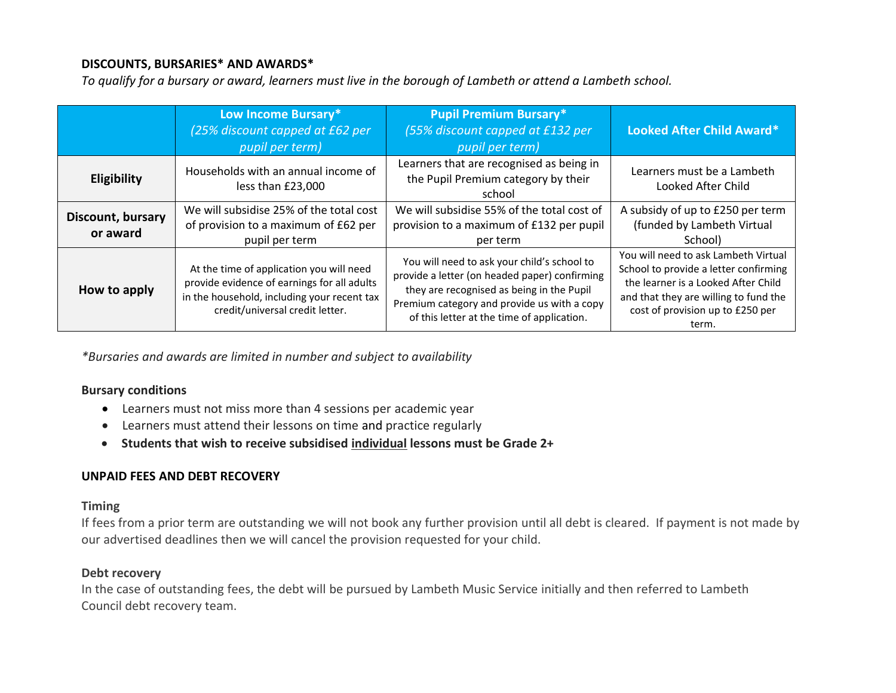## DISCOUNTS, BURSARIES* AND AWARDS*

*To qualify for a bursary or award, learners must live in the borough of Lambeth or attend a Lambeth school.*

| | **Low Income Bursary*** *(25% discount capped at £62 per pupil per term)* | **Pupil Premium Bursary*** *(55% discount capped at £132 per pupil per term)* | **Looked After Child Award*** |
|---|---|---|---|
| **Eligibility** | Households with an annual income of less than £23,000 | Learners that are recognised as being in the Pupil Premium category by their school | Learners must be a Lambeth Looked After Child |
| **Discount, bursary or award** | We will subsidise 25% of the total cost of provision to a maximum of £62 per pupil per term | We will subsidise 55% of the total cost of provision to a maximum of £132 per pupil per term | A subsidy of up to £250 per term (funded by Lambeth Virtual School) |
| **How to apply** | At the time of application you will need provide evidence of earnings for all adults in the household, including your recent tax credit/universal credit letter. | You will need to ask your child's school to provide a letter (on headed paper) confirming they are recognised as being in the Pupil Premium category and provide us with a copy of this letter at the time of application. | You will need to ask Lambeth Virtual School to provide a letter confirming the learner is a Looked After Child and that they are willing to fund the cost of provision up to £250 per term. |

*\*Bursaries and awards are limited in number and subject to availability*

### Bursary conditions

- Learners must not miss more than 4 sessions per academic year
- Learners must attend their lessons on time and practice regularly
- **Students that wish to receive subsidised <u>individual</u> lessons must be Grade 2+**

## UNPAID FEES AND DEBT RECOVERY

### Timing

If fees from a prior term are outstanding we will not book any further provision until all debt is cleared. If payment is not made by our advertised deadlines then we will cancel the provision requested for your child.

### Debt recovery

In the case of outstanding fees, the debt will be pursued by Lambeth Music Service initially and then referred to Lambeth Council debt recovery team.